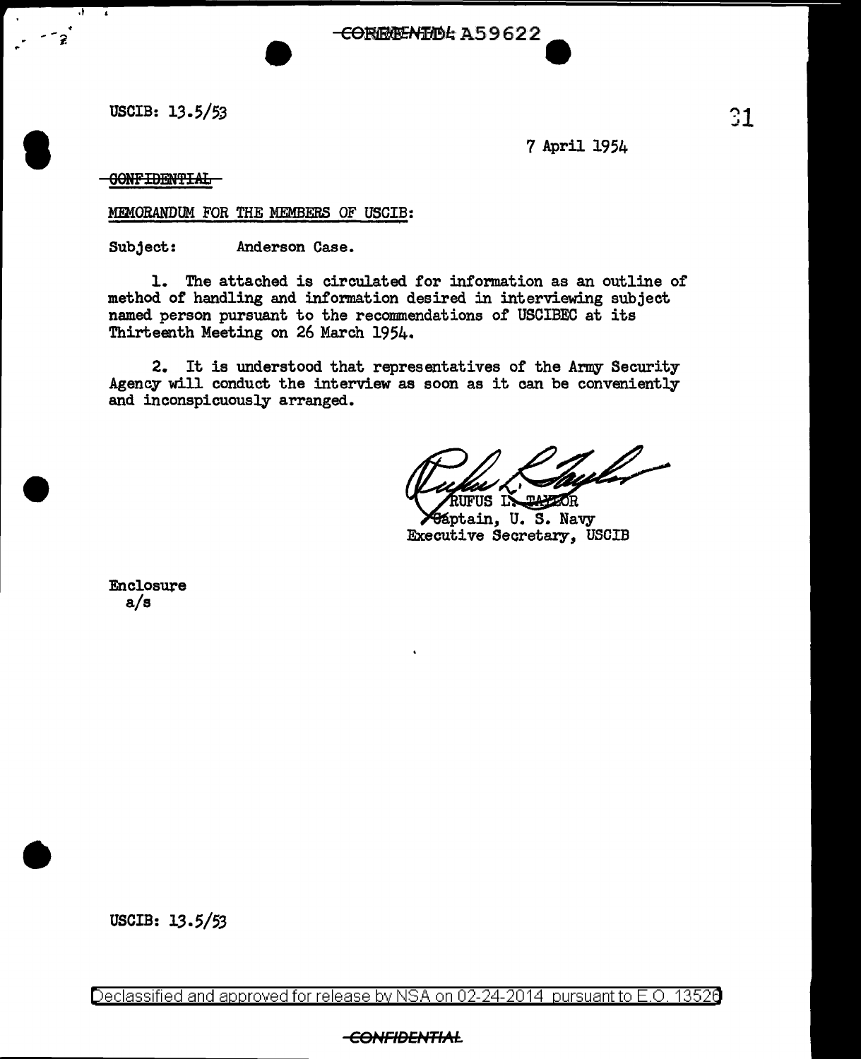CONFIDENTIAL A59622

USCIB: 13.5/53

7 April 1954

~~CONFIDENTIAL~~

MEMORANDUM FOR THE MEMBERS OF USCIB:

Subject: Anderson Case.

1. The attached is circulated for information as an outline of method of handling and information desired in interviewing subject named person pursuant to the recommendations of USCIBEC at its Thirteenth Meeting on 26 March 1954.

2. It is understood that representatives of the Army Security Agency will conduct the interview as soon as it can be conveniently and inconspicuously arranged.

RUFUS L. TAYLOR
Captain, U. S. Navy
Executive Secretary, USCIB

Enclosure
a/s

USCIB: 13.5/53

Declassified and approved for release by NSA on 02-24-2014 pursuant to E.O. 13526

CONFIDENTIAL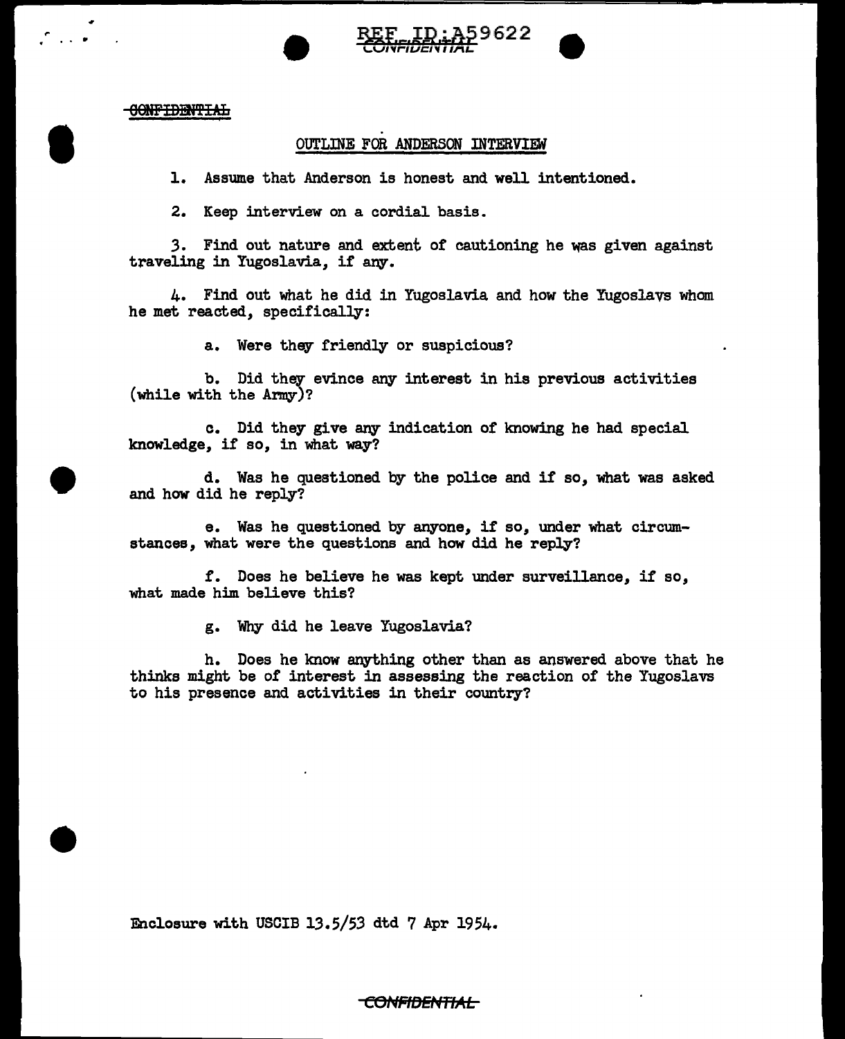CONFIDENTIAL

## OUTLINE FOR ANDERSON INTERVIEW

1. Assume that Anderson is honest and well intentioned.

2. Keep interview on a cordial basis.

3. Find out nature and extent of cautioning he was given against traveling in Yugoslavia, if any.

4. Find out what he did in Yugoslavia and how the Yugoslavs whom he met reacted, specifically:

   a. Were they friendly or suspicious?

   b. Did they evince any interest in his previous activities (while with the Army)?

   c. Did they give any indication of knowing he had special knowledge, if so, in what way?

   d. Was he questioned by the police and if so, what was asked and how did he reply?

   e. Was he questioned by anyone, if so, under what circumstances, what were the questions and how did he reply?

   f. Does he believe he was kept under surveillance, if so, what made him believe this?

   g. Why did he leave Yugoslavia?

   h. Does he know anything other than as answered above that he thinks might be of interest in assessing the reaction of the Yugoslavs to his presence and activities in their country?

Enclosure with USCIB 13.5/53 dtd 7 Apr 1954.

CONFIDENTIAL